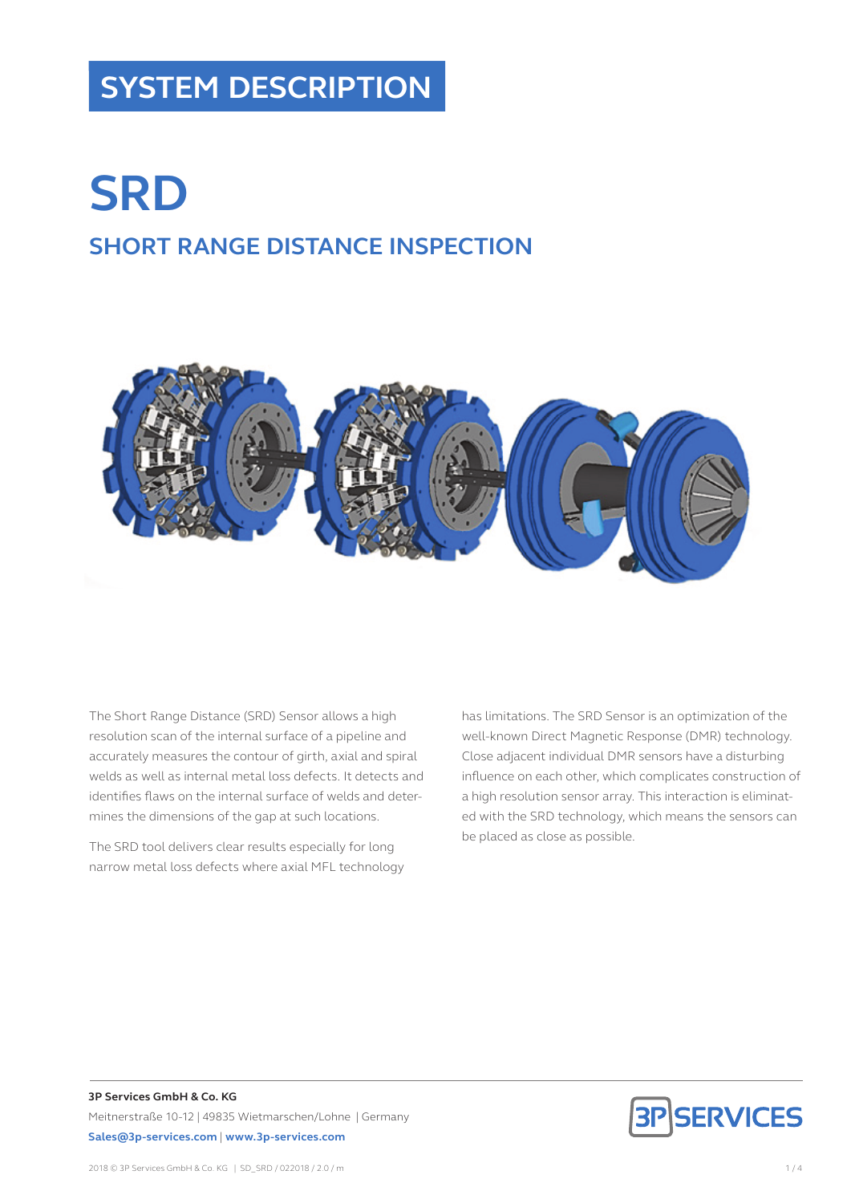# SYSTEM DESCRIPTION

# SRD

## SHORT RANGE DISTANCE INSPECTION

The Short Range Distance (SRD) Sensor allows a high resolution scan of the internal surface of a pipeline and accurately measures the contour of girth, axial and spiral welds as well as internal metal loss defects. It detects and identifies flaws on the internal surface of welds and determines the dimensions of the gap at such locations.

The SRD tool delivers clear results especially for long narrow metal loss defects where axial MFL technology has limitations. The SRD Sensor is an optimization of the well-known Direct Magnetic Response (DMR) technology. Close adjacent individual DMR sensors have a disturbing influence on each other, which complicates construction of a high resolution sensor array. This interaction is eliminated with the SRD technology, which means the sensors can be placed as close as possible.

**3P Services GmbH & Co. KG**
Meitnerstraße 10-12 | 49835 Wietmarschen/Lohne | Germany
**Sales@3p-services.com** | **www.3p-services.com**

2018 © 3P Services GmbH & Co. KG | SD_SRD / 022018 / 2.0 / m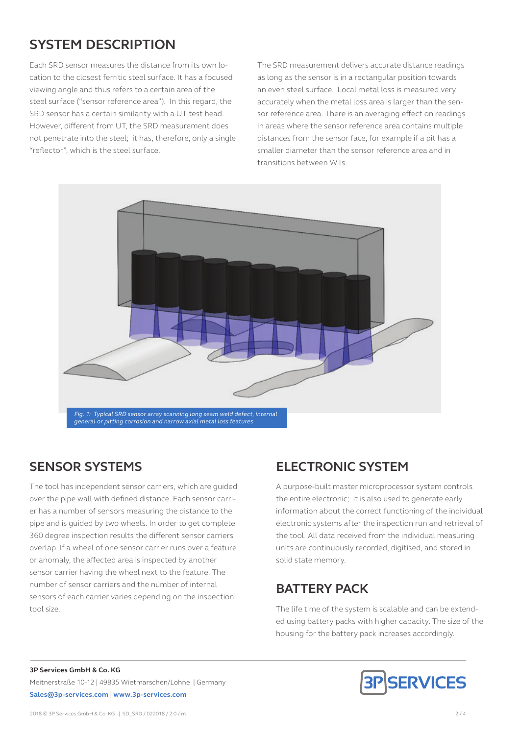## SYSTEM DESCRIPTION

Each SRD sensor measures the distance from its own location to the closest ferritic steel surface. It has a focused viewing angle and thus refers to a certain area of the steel surface ("sensor reference area"). In this regard, the SRD sensor has a certain similarity with a UT test head. However, different from UT, the SRD measurement does not penetrate into the steel; it has, therefore, only a single "reflector", which is the steel surface.

The SRD measurement delivers accurate distance readings as long as the sensor is in a rectangular position towards an even steel surface. Local metal loss is measured very accurately when the metal loss area is larger than the sensor reference area. There is an averaging effect on readings in areas where the sensor reference area contains multiple distances from the sensor face, for example if a pit has a smaller diameter than the sensor reference area and in transitions between WTs.

*Fig. 1: Typical SRD sensor array scanning long seam weld defect, internal general or pitting corrosion and narrow axial metal loss features*

## SENSOR SYSTEMS

The tool has independent sensor carriers, which are guided over the pipe wall with defined distance. Each sensor carrier has a number of sensors measuring the distance to the pipe and is guided by two wheels. In order to get complete 360 degree inspection results the different sensor carriers overlap. If a wheel of one sensor carrier runs over a feature or anomaly, the affected area is inspected by another sensor carrier having the wheel next to the feature. The number of sensor carriers and the number of internal sensors of each carrier varies depending on the inspection tool size.

## ELECTRONIC SYSTEM

A purpose-built master microprocessor system controls the entire electronic; it is also used to generate early information about the correct functioning of the individual electronic systems after the inspection run and retrieval of the tool. All data received from the individual measuring units are continuously recorded, digitised, and stored in solid state memory.

## BATTERY PACK

The life time of the system is scalable and can be extended using battery packs with higher capacity. The size of the housing for the battery pack increases accordingly.

**3P Services GmbH & Co. KG**
Meitnerstraße 10-12 | 49835 Wietmarschen/Lohne | Germany
**Sales@3p-services.com** | **www.3p-services.com**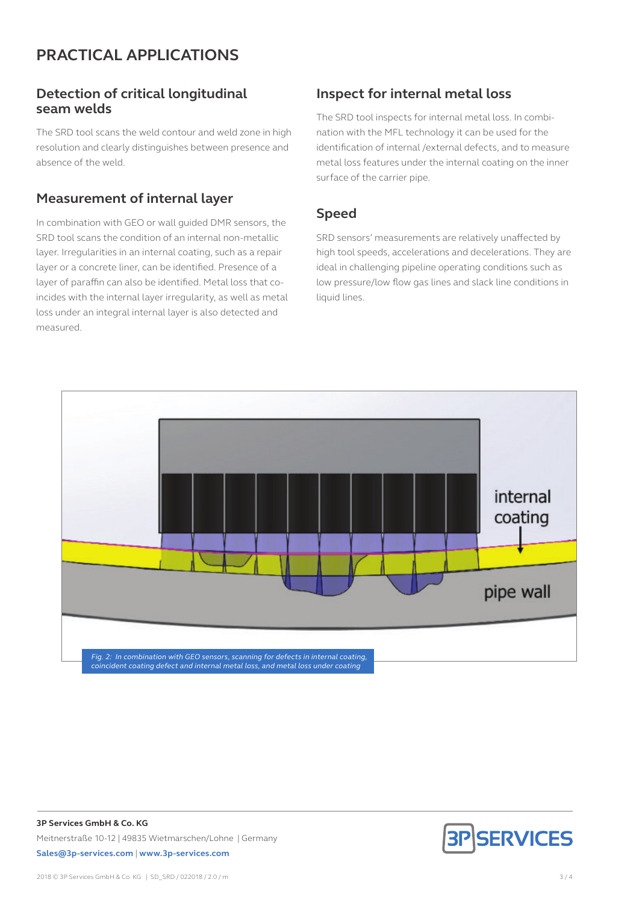# PRACTICAL APPLICATIONS

## Detection of critical longitudinal seam welds

The SRD tool scans the weld contour and weld zone in high resolution and clearly distinguishes between presence and absence of the weld.

## Measurement of internal layer

In combination with GEO or wall guided DMR sensors, the SRD tool scans the condition of an internal non-metallic layer. Irregularities in an internal coating, such as a repair layer or a concrete liner, can be identified. Presence of a layer of paraffin can also be identified. Metal loss that coincides with the internal layer irregularity, as well as metal loss under an integral internal layer is also detected and measured.

## Inspect for internal metal loss

The SRD tool inspects for internal metal loss. In combination with the MFL technology it can be used for the identification of internal /external defects, and to measure metal loss features under the internal coating on the inner surface of the carrier pipe.

## Speed

SRD sensors' measurements are relatively unaffected by high tool speeds, accelerations and decelerations. They are ideal in challenging pipeline operating conditions such as low pressure/low flow gas lines and slack line conditions in liquid lines.

internal coating

pipe wall

*Fig. 2: In combination with GEO sensors, scanning for defects in internal coating, coincident coating defect and internal metal loss, and metal loss under coating*

**3P Services GmbH & Co. KG**
Meitnerstraße 10-12 | 49835 Wietmarschen/Lohne | Germany
**Sales@3p-services.com** | **www.3p-services.com**

2018 © 3P Services GmbH & Co. KG | SD_SRD / 022018 / 2.0 / m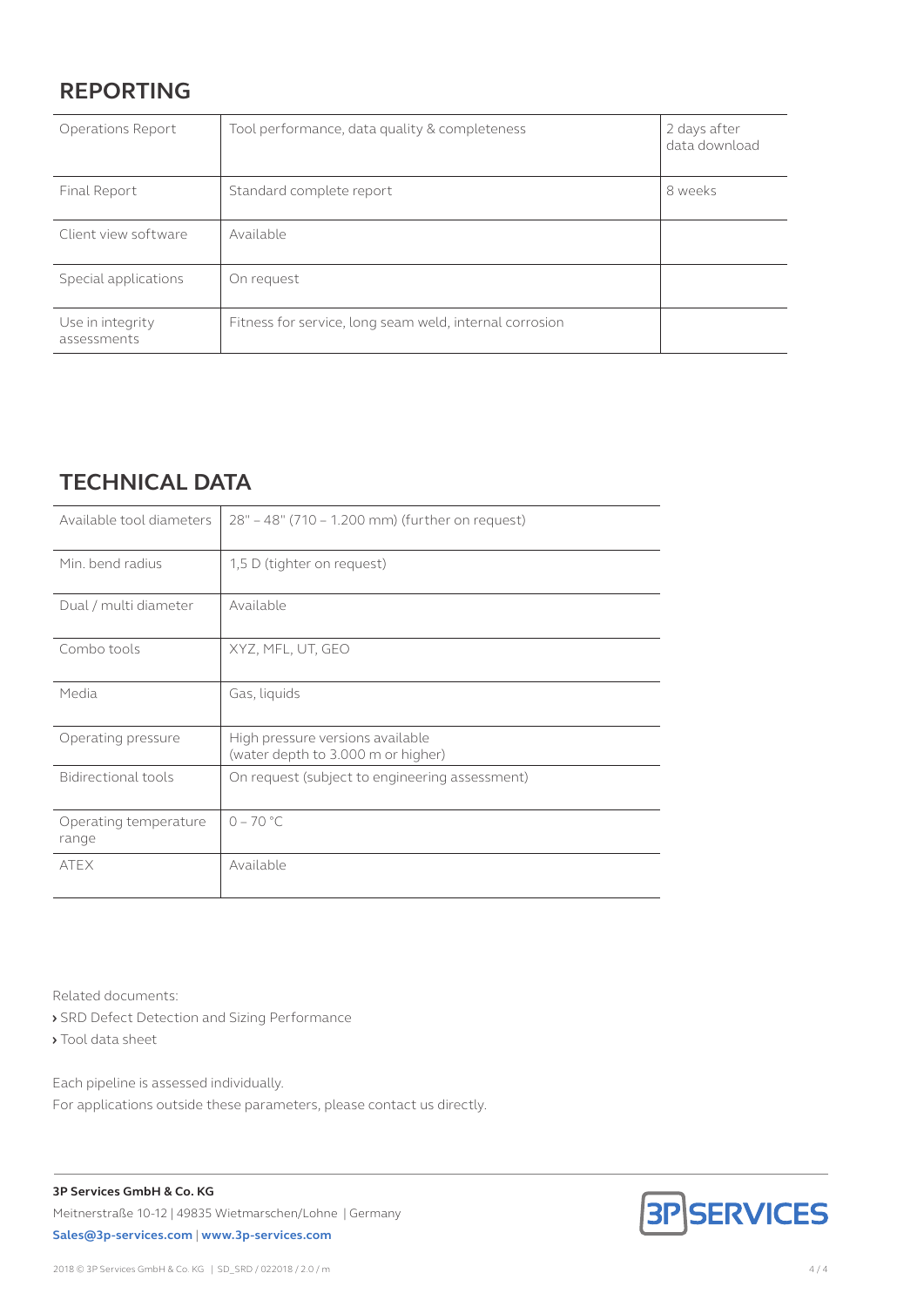## REPORTING

| | | |
|---|---|---|
| Operations Report | Tool performance, data quality & completeness | 2 days after data download |
| Final Report | Standard complete report | 8 weeks |
| Client view software | Available | |
| Special applications | On request | |
| Use in integrity assessments | Fitness for service, long seam weld, internal corrosion | |

## TECHNICAL DATA

| | |
|---|---|
| Available tool diameters | 28" – 48" (710 – 1.200 mm) (further on request) |
| Min. bend radius | 1,5 D (tighter on request) |
| Dual / multi diameter | Available |
| Combo tools | XYZ, MFL, UT, GEO |
| Media | Gas, liquids |
| Operating pressure | High pressure versions available (water depth to 3.000 m or higher) |
| Bidirectional tools | On request (subject to engineering assessment) |
| Operating temperature range | 0 – 70 °C |
| ATEX | Available |

Related documents:

- SRD Defect Detection and Sizing Performance
- Tool data sheet

Each pipeline is assessed individually.
For applications outside these parameters, please contact us directly.

**3P Services GmbH & Co. KG**
Meitnerstraße 10-12 | 49835 Wietmarschen/Lohne | Germany
**Sales@3p-services.com** | **www.3p-services.com**

2018 © 3P Services GmbH & Co. KG | SD_SRD / 022018 / 2.0 / m